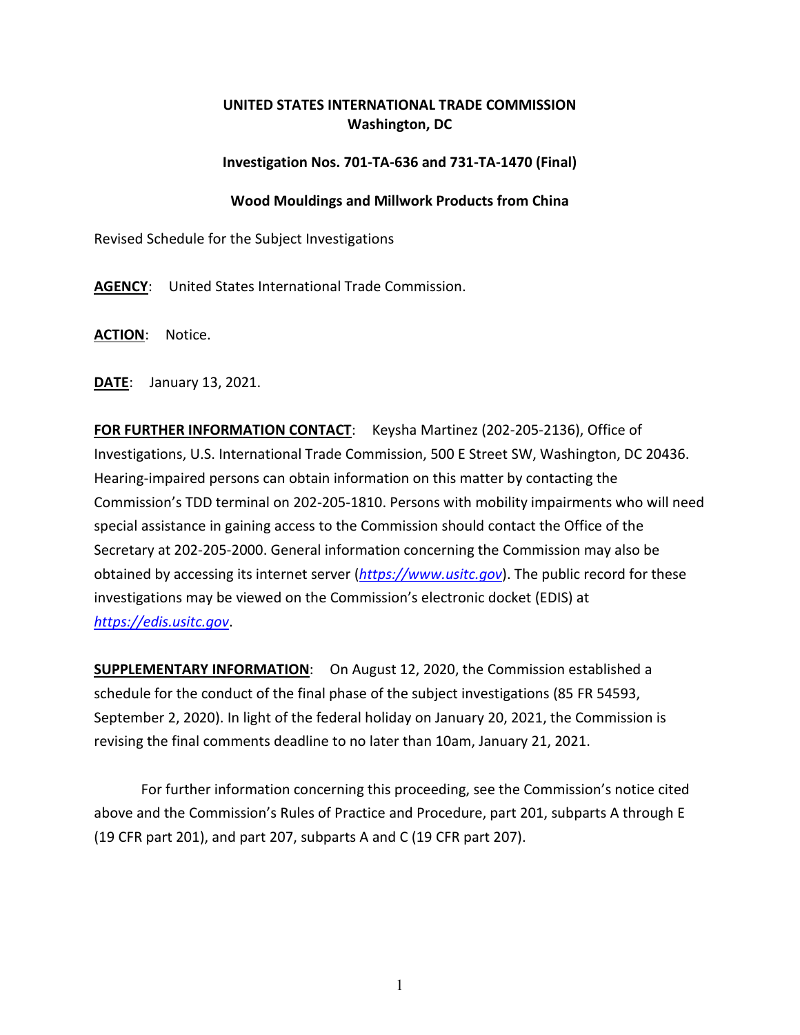**UNITED STATES INTERNATIONAL TRADE COMMISSION**
**Washington, DC**

**Investigation Nos. 701-TA-636 and 731-TA-1470 (Final)**

**Wood Mouldings and Millwork Products from China**

Revised Schedule for the Subject Investigations

**AGENCY**: United States International Trade Commission.

**ACTION**: Notice.

**DATE**: January 13, 2021.

**FOR FURTHER INFORMATION CONTACT**: Keysha Martinez (202-205-2136), Office of Investigations, U.S. International Trade Commission, 500 E Street SW, Washington, DC 20436. Hearing-impaired persons can obtain information on this matter by contacting the Commission's TDD terminal on 202-205-1810. Persons with mobility impairments who will need special assistance in gaining access to the Commission should contact the Office of the Secretary at 202-205-2000. General information concerning the Commission may also be obtained by accessing its internet server (*https://www.usitc.gov*). The public record for these investigations may be viewed on the Commission's electronic docket (EDIS) at *https://edis.usitc.gov*.

**SUPPLEMENTARY INFORMATION**: On August 12, 2020, the Commission established a schedule for the conduct of the final phase of the subject investigations (85 FR 54593, September 2, 2020). In light of the federal holiday on January 20, 2021, the Commission is revising the final comments deadline to no later than 10am, January 21, 2021.

For further information concerning this proceeding, see the Commission's notice cited above and the Commission's Rules of Practice and Procedure, part 201, subparts A through E (19 CFR part 201), and part 207, subparts A and C (19 CFR part 207).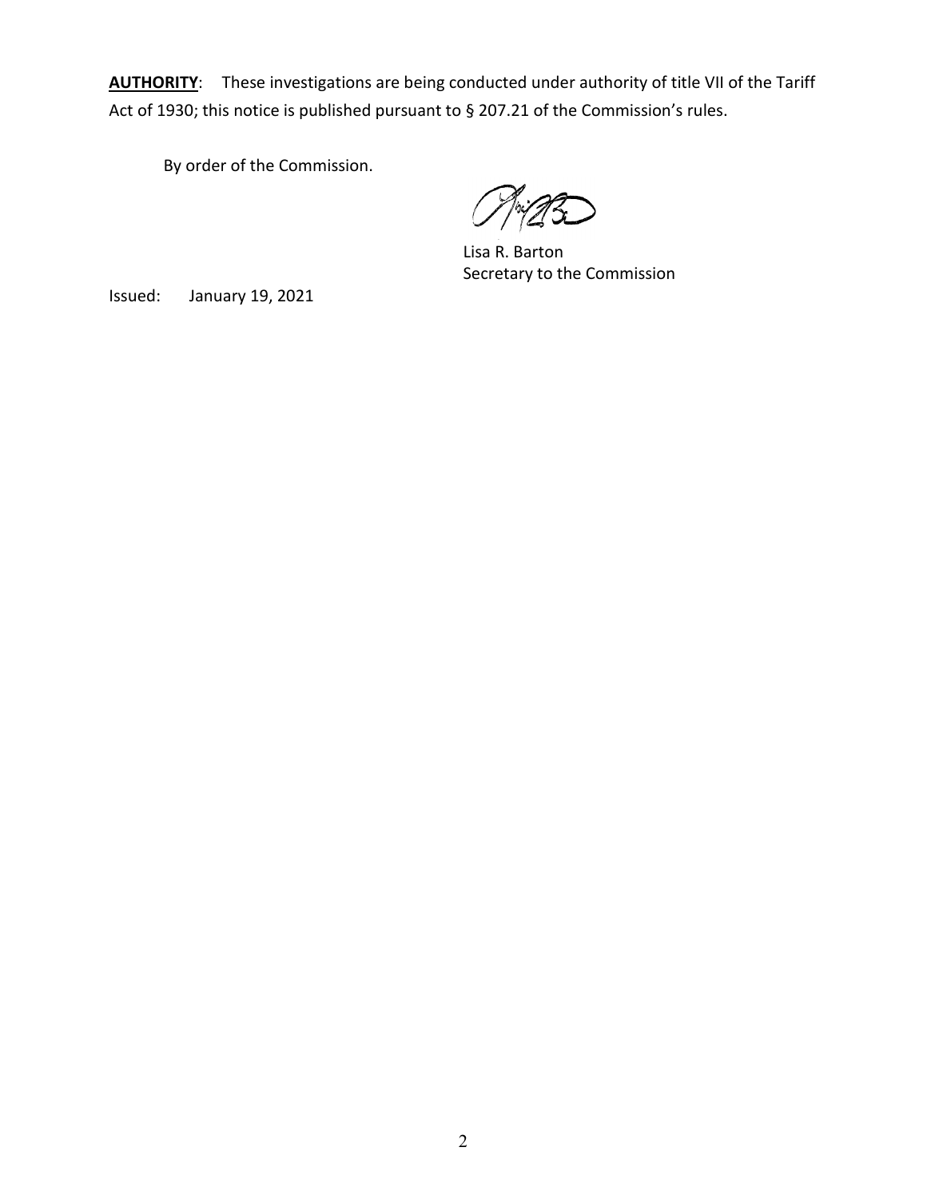**AUTHORITY**: These investigations are being conducted under authority of title VII of the Tariff Act of 1930; this notice is published pursuant to § 207.21 of the Commission's rules.

By order of the Commission.

Lisa R. Barton
Secretary to the Commission

Issued: January 19, 2021